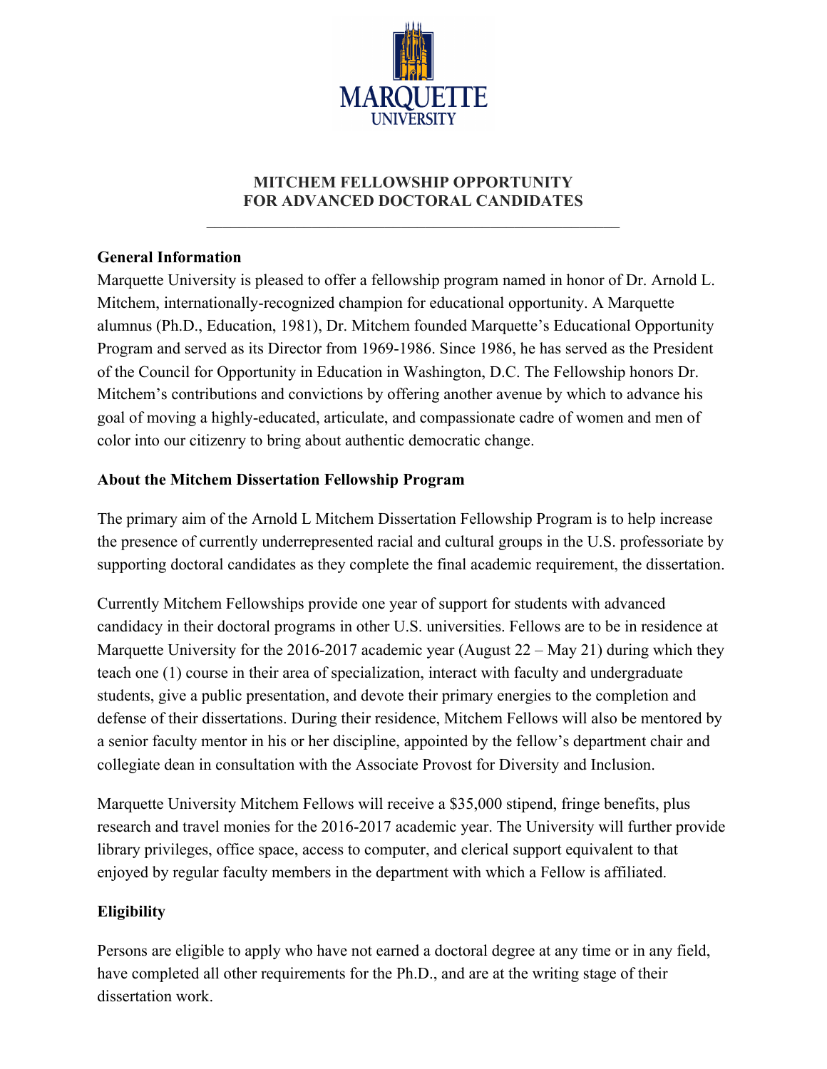MARQUETTE UNIVERSITY

# MITCHEM FELLOWSHIP OPPORTUNITY FOR ADVANCED DOCTORAL CANDIDATES

## General Information

Marquette University is pleased to offer a fellowship program named in honor of Dr. Arnold L. Mitchem, internationally-recognized champion for educational opportunity. A Marquette alumnus (Ph.D., Education, 1981), Dr. Mitchem founded Marquette's Educational Opportunity Program and served as its Director from 1969-1986. Since 1986, he has served as the President of the Council for Opportunity in Education in Washington, D.C. The Fellowship honors Dr. Mitchem's contributions and convictions by offering another avenue by which to advance his goal of moving a highly-educated, articulate, and compassionate cadre of women and men of color into our citizenry to bring about authentic democratic change.

## About the Mitchem Dissertation Fellowship Program

The primary aim of the Arnold L Mitchem Dissertation Fellowship Program is to help increase the presence of currently underrepresented racial and cultural groups in the U.S. professoriate by supporting doctoral candidates as they complete the final academic requirement, the dissertation.

Currently Mitchem Fellowships provide one year of support for students with advanced candidacy in their doctoral programs in other U.S. universities. Fellows are to be in residence at Marquette University for the 2016-2017 academic year (August 22 – May 21) during which they teach one (1) course in their area of specialization, interact with faculty and undergraduate students, give a public presentation, and devote their primary energies to the completion and defense of their dissertations. During their residence, Mitchem Fellows will also be mentored by a senior faculty mentor in his or her discipline, appointed by the fellow's department chair and collegiate dean in consultation with the Associate Provost for Diversity and Inclusion.

Marquette University Mitchem Fellows will receive a $35,000 stipend, fringe benefits, plus research and travel monies for the 2016-2017 academic year. The University will further provide library privileges, office space, access to computer, and clerical support equivalent to that enjoyed by regular faculty members in the department with which a Fellow is affiliated.

## Eligibility

Persons are eligible to apply who have not earned a doctoral degree at any time or in any field, have completed all other requirements for the Ph.D., and are at the writing stage of their dissertation work.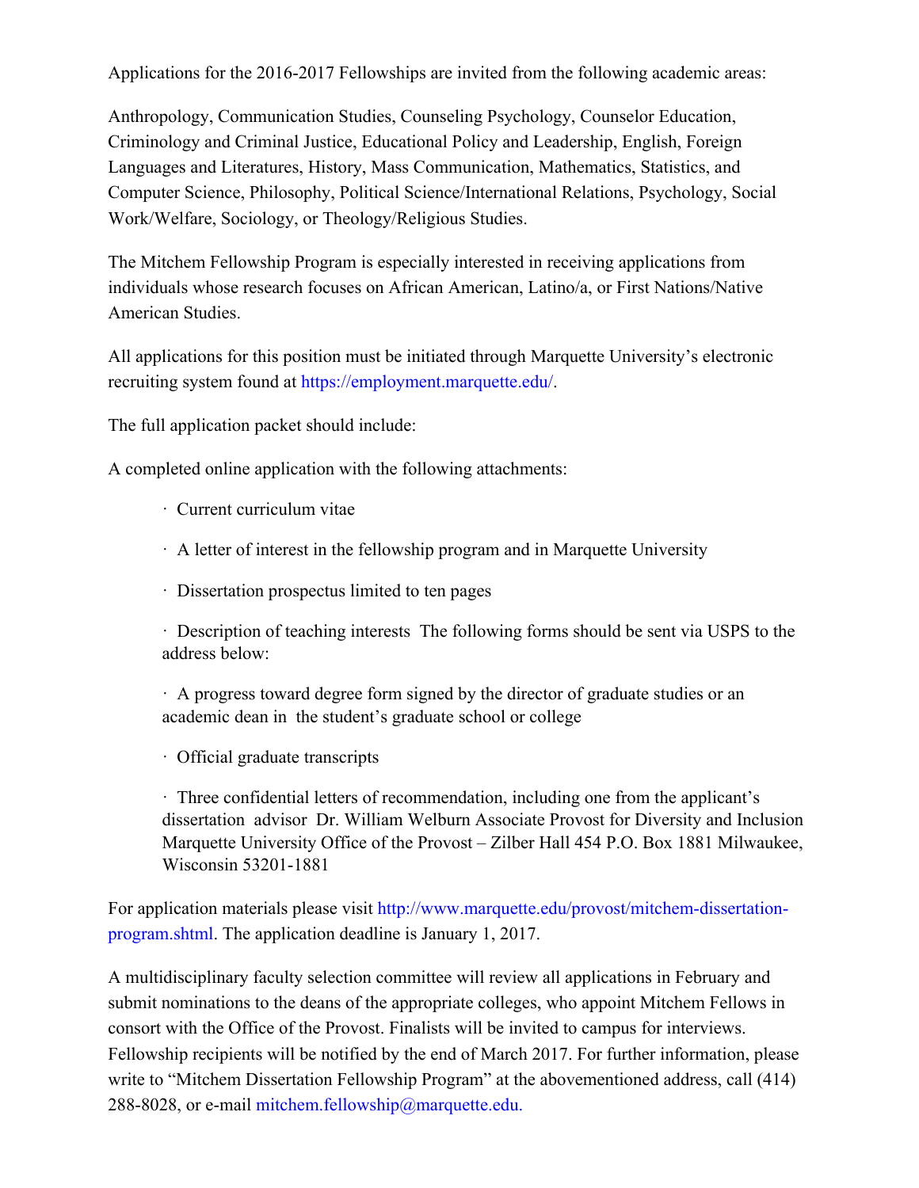Applications for the 2016-2017 Fellowships are invited from the following academic areas:

Anthropology, Communication Studies, Counseling Psychology, Counselor Education, Criminology and Criminal Justice, Educational Policy and Leadership, English, Foreign Languages and Literatures, History, Mass Communication, Mathematics, Statistics, and Computer Science, Philosophy, Political Science/International Relations, Psychology, Social Work/Welfare, Sociology, or Theology/Religious Studies.

The Mitchem Fellowship Program is especially interested in receiving applications from individuals whose research focuses on African American, Latino/a, or First Nations/Native American Studies.

All applications for this position must be initiated through Marquette University's electronic recruiting system found at https://employment.marquette.edu/.

The full application packet should include:

A completed online application with the following attachments:

- Current curriculum vitae
- A letter of interest in the fellowship program and in Marquette University
- Dissertation prospectus limited to ten pages
- Description of teaching interests  The following forms should be sent via USPS to the address below:
- A progress toward degree form signed by the director of graduate studies or an academic dean in  the student's graduate school or college
- Official graduate transcripts
- Three confidential letters of recommendation, including one from the applicant's dissertation  advisor  Dr. William Welburn Associate Provost for Diversity and Inclusion Marquette University Office of the Provost – Zilber Hall 454 P.O. Box 1881 Milwaukee, Wisconsin 53201-1881

For application materials please visit http://www.marquette.edu/provost/mitchem-dissertation-program.shtml. The application deadline is January 1, 2017.

A multidisciplinary faculty selection committee will review all applications in February and submit nominations to the deans of the appropriate colleges, who appoint Mitchem Fellows in consort with the Office of the Provost. Finalists will be invited to campus for interviews. Fellowship recipients will be notified by the end of March 2017. For further information, please write to "Mitchem Dissertation Fellowship Program" at the abovementioned address, call (414) 288-8028, or e-mail mitchem.fellowship@marquette.edu.